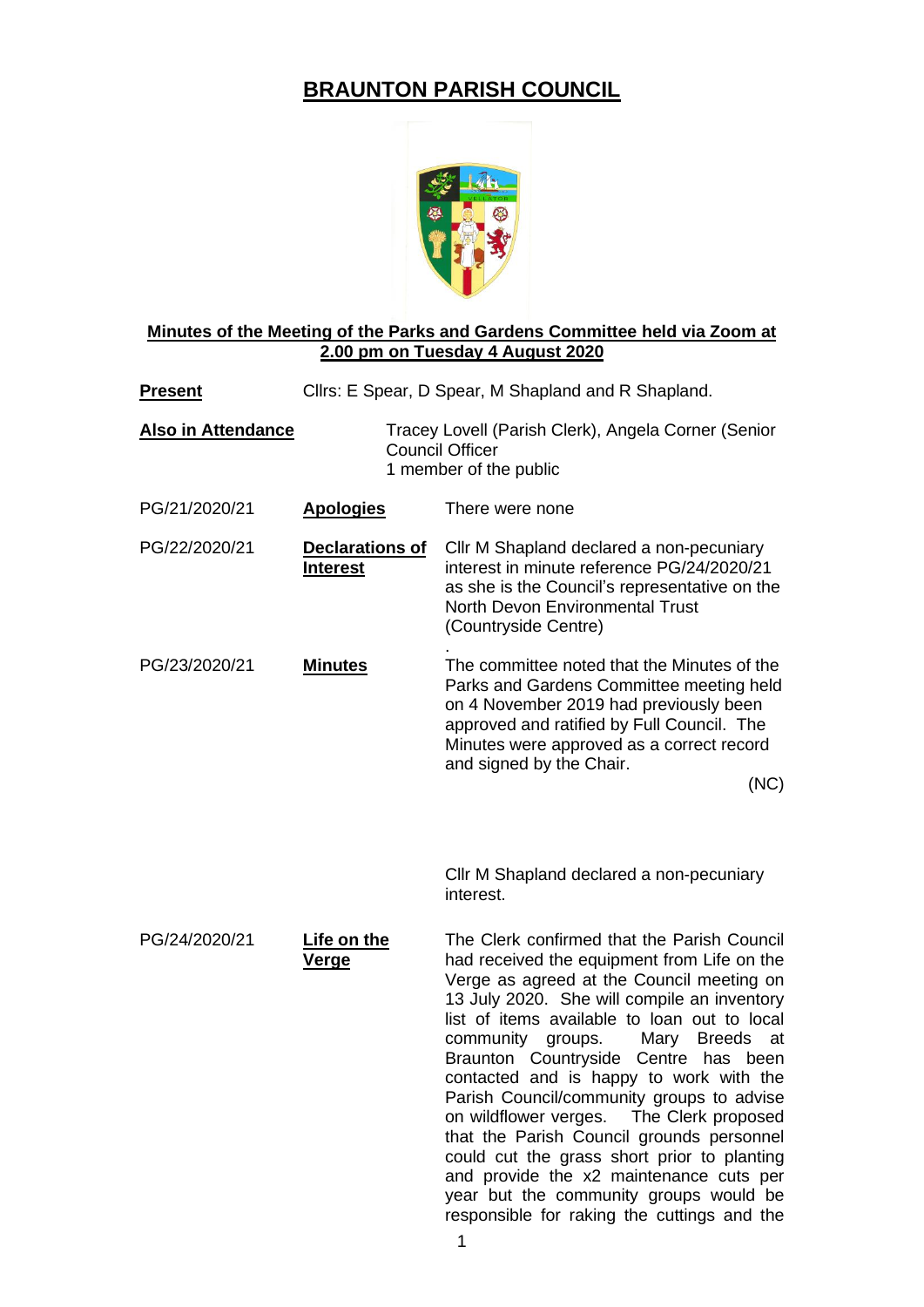# BRAUNTON PARISH COUNCIL

**Minutes of the Meeting of the Parks and Gardens Committee held via Zoom at 2.00 pm on Tuesday 4 August 2020**

**Present** Cllrs: E Spear, D Spear, M Shapland and R Shapland.

**Also in Attendance** Tracey Lovell (Parish Clerk), Angela Corner (Senior Council Officer
1 member of the public

PG/21/2020/21 **Apologies** There were none

PG/22/2020/21 **Declarations of Interest** Cllr M Shapland declared a non-pecuniary interest in minute reference PG/24/2020/21 as she is the Council's representative on the North Devon Environmental Trust (Countryside Centre)

.

PG/23/2020/21 **Minutes** The committee noted that the Minutes of the Parks and Gardens Committee meeting held on 4 November 2019 had previously been approved and ratified by Full Council. The Minutes were approved as a correct record and signed by the Chair.

(NC)

Cllr M Shapland declared a non-pecuniary interest.

PG/24/2020/21 **Life on the Verge** The Clerk confirmed that the Parish Council had received the equipment from Life on the Verge as agreed at the Council meeting on 13 July 2020. She will compile an inventory list of items available to loan out to local community groups. Mary Breeds at Braunton Countryside Centre has been contacted and is happy to work with the Parish Council/community groups to advise on wildflower verges. The Clerk proposed that the Parish Council grounds personnel could cut the grass short prior to planting and provide the x2 maintenance cuts per year but the community groups would be responsible for raking the cuttings and the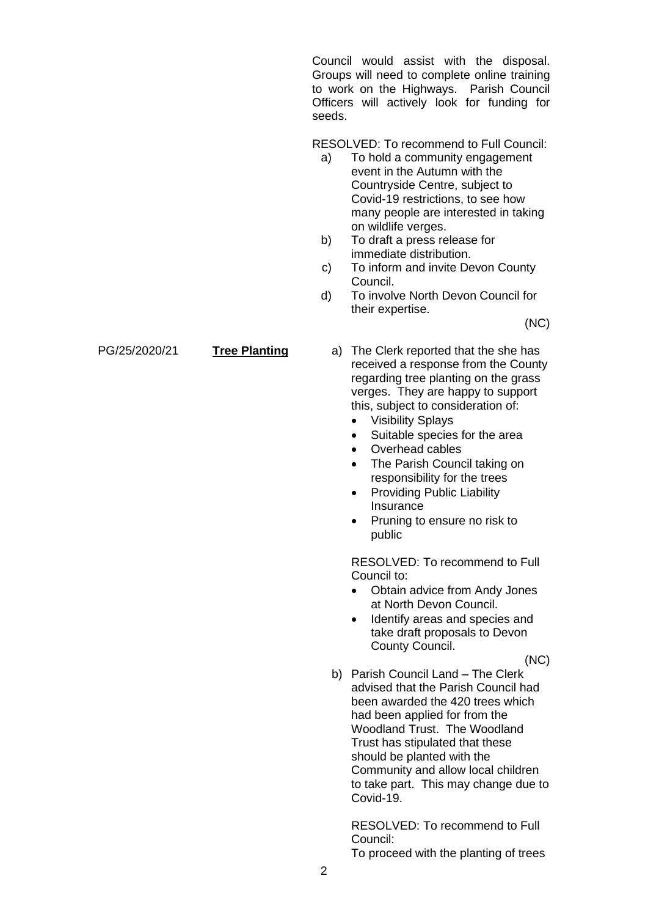Council would assist with the disposal. Groups will need to complete online training to work on the Highways. Parish Council Officers will actively look for funding for seeds.

RESOLVED: To recommend to Full Council:

a) To hold a community engagement event in the Autumn with the Countryside Centre, subject to Covid-19 restrictions, to see how many people are interested in taking on wildlife verges.
b) To draft a press release for immediate distribution.
c) To inform and invite Devon County Council.
d) To involve North Devon Council for their expertise.

(NC)

PG/25/2020/21 **Tree Planting**

a) The Clerk reported that the she has received a response from the County regarding tree planting on the grass verges. They are happy to support this, subject to consideration of:
   - Visibility Splays
   - Suitable species for the area
   - Overhead cables
   - The Parish Council taking on responsibility for the trees
   - Providing Public Liability Insurance
   - Pruning to ensure no risk to public

   RESOLVED: To recommend to Full Council to:
   - Obtain advice from Andy Jones at North Devon Council.
   - Identify areas and species and take draft proposals to Devon County Council.

   (NC)

b) Parish Council Land – The Clerk advised that the Parish Council had been awarded the 420 trees which had been applied for from the Woodland Trust. The Woodland Trust has stipulated that these should be planted with the Community and allow local children to take part. This may change due to Covid-19.

   RESOLVED: To recommend to Full Council:
   To proceed with the planting of trees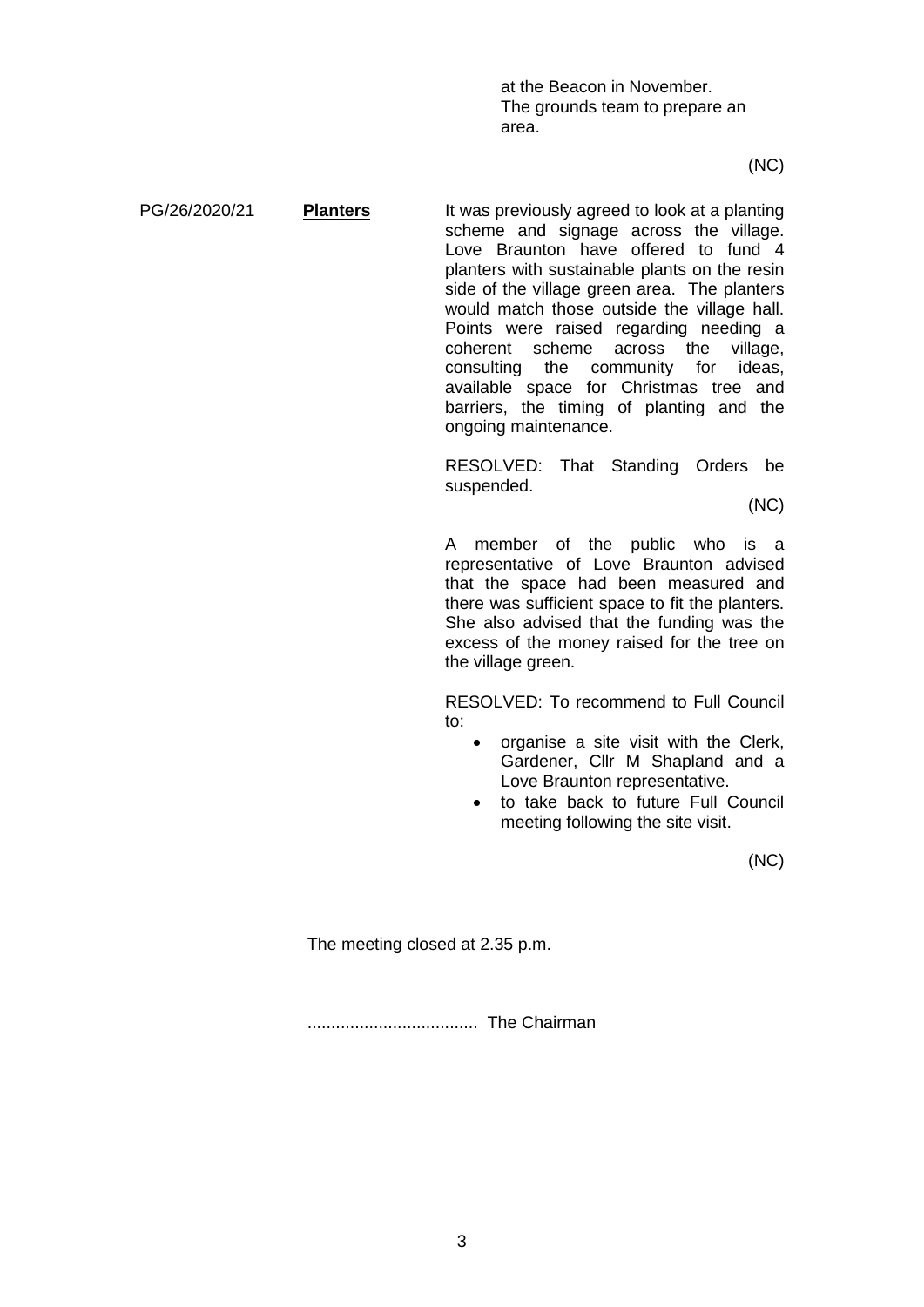at the Beacon in November. The grounds team to prepare an area.

(NC)

PG/26/2020/21 **Planters**

It was previously agreed to look at a planting scheme and signage across the village. Love Braunton have offered to fund 4 planters with sustainable plants on the resin side of the village green area. The planters would match those outside the village hall. Points were raised regarding needing a coherent scheme across the village, consulting the community for ideas, available space for Christmas tree and barriers, the timing of planting and the ongoing maintenance.

RESOLVED: That Standing Orders be suspended.

(NC)

A member of the public who is a representative of Love Braunton advised that the space had been measured and there was sufficient space to fit the planters. She also advised that the funding was the excess of the money raised for the tree on the village green.

RESOLVED: To recommend to Full Council to:

- organise a site visit with the Clerk, Gardener, Cllr M Shapland and a Love Braunton representative.
- to take back to future Full Council meeting following the site visit.

(NC)

The meeting closed at 2.35 p.m.

.................................... The Chairman